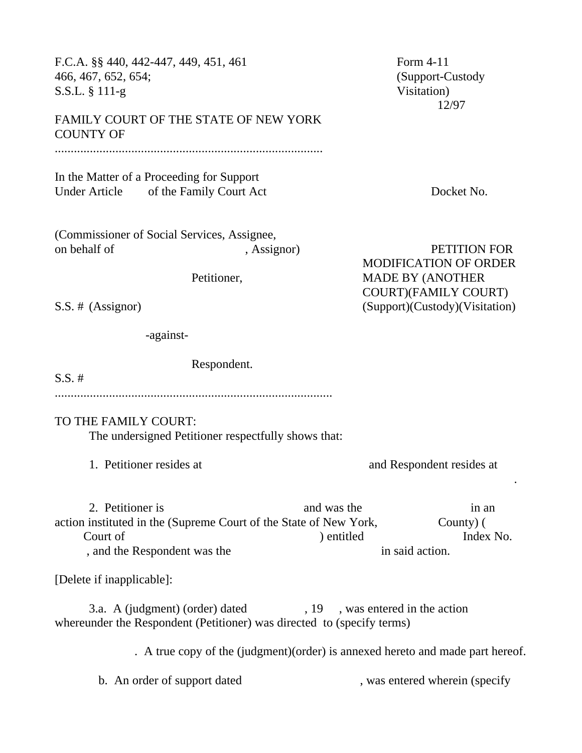F.C.A. §§ 440, 442-447, 449, 451, 461
466, 467, 652, 654;
S.S.L. § 111-g

Form 4-11
(Support-Custody
Visitation)
12/97

FAMILY COURT OF THE STATE OF NEW YORK
COUNTY OF

...................................................................................

In the Matter of a Proceeding for Support
Under Article        of the Family Court Act

Docket No.

(Commissioner of Social Services, Assignee,
on behalf of                                    , Assignor)

Petitioner,

S.S. # (Assignor)

-against-

Respondent.

S.S. #

.....................................................................................

**PETITION FOR MODIFICATION OF ORDER MADE BY (ANOTHER COURT)(FAMILY COURT) (Support)(Custody)(Visitation)**

TO THE FAMILY COURT:

The undersigned Petitioner respectfully shows that:

1. Petitioner resides at                                                  and Respondent resides at                                                  .

2. Petitioner is                                    and was the                              in an action instituted in the (Supreme Court of the State of New York,                    County) (            Court of                                    ) entitled                              Index No.                    , and the Respondent was the                                    in said action.

[Delete if inapplicable]:

3.a. A (judgment) (order) dated                , 19     , was entered in the action whereunder the Respondent (Petitioner) was directed to (specify terms)

                    . A true copy of the (judgment)(order) is annexed hereto and made part hereof.

b. An order of support dated                                    , was entered wherein (specify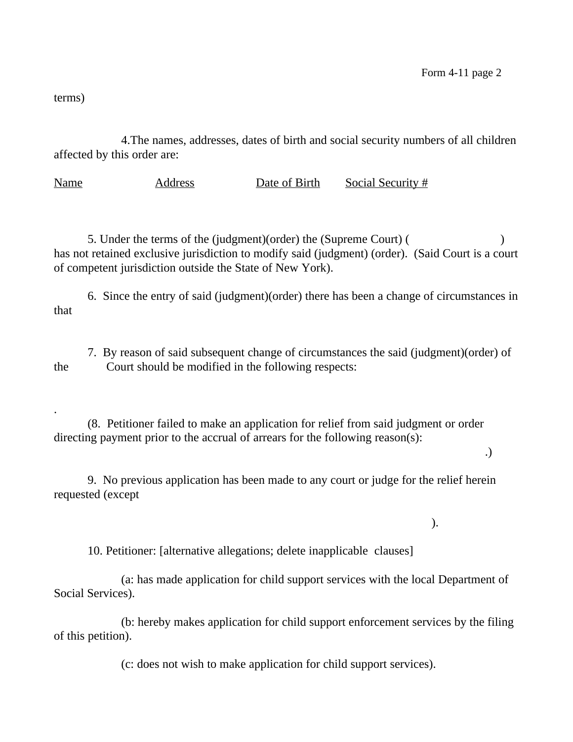terms)

4.The names, addresses, dates of birth and social security numbers of all children affected by this order are:

| Name | Address | Date of Birth | Social Security # |
| --- | --- | --- | --- |
| | | | |

5. Under the terms of the (judgment)(order) the (Supreme Court) (                    ) has not retained exclusive jurisdiction to modify said (judgment) (order). (Said Court is a court of competent jurisdiction outside the State of New York).

6. Since the entry of said (judgment)(order) there has been a change of circumstances in that

7. By reason of said subsequent change of circumstances the said (judgment)(order) of the        Court should be modified in the following respects:

.

(8. Petitioner failed to make an application for relief from said judgment or order directing payment prior to the accrual of arrears for the following reason(s):
.)

9. No previous application has been made to any court or judge for the relief herein requested (except

).

10. Petitioner: [alternative allegations; delete inapplicable clauses]

(a: has made application for child support services with the local Department of Social Services).

(b: hereby makes application for child support enforcement services by the filing of this petition).

(c: does not wish to make application for child support services).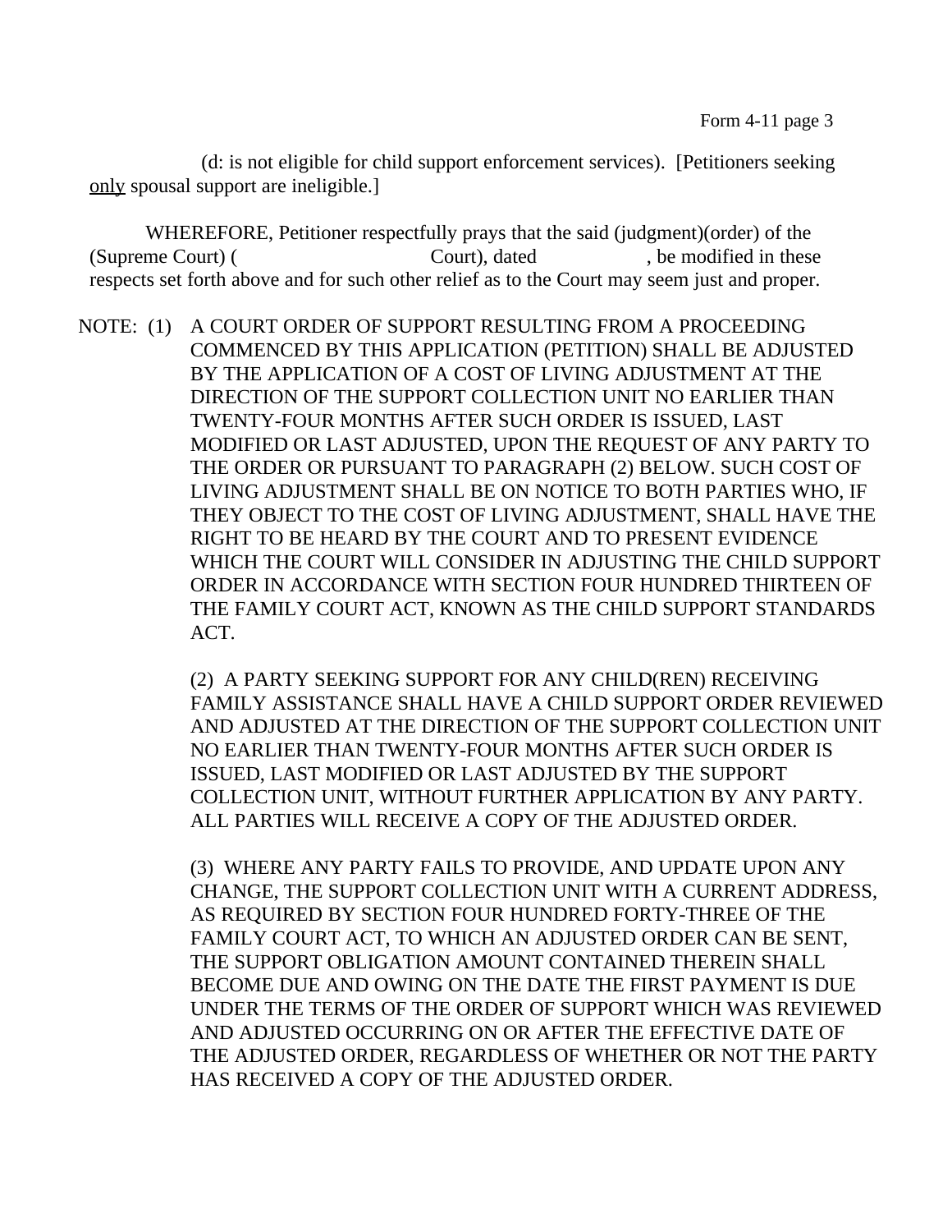(d: is not eligible for child support enforcement services). [Petitioners seeking only spousal support are ineligible.]

WHEREFORE, Petitioner respectfully prays that the said (judgment)(order) of the (Supreme Court) ( Court), dated , be modified in these respects set forth above and for such other relief as to the Court may seem just and proper.

NOTE: (1) A COURT ORDER OF SUPPORT RESULTING FROM A PROCEEDING COMMENCED BY THIS APPLICATION (PETITION) SHALL BE ADJUSTED BY THE APPLICATION OF A COST OF LIVING ADJUSTMENT AT THE DIRECTION OF THE SUPPORT COLLECTION UNIT NO EARLIER THAN TWENTY-FOUR MONTHS AFTER SUCH ORDER IS ISSUED, LAST MODIFIED OR LAST ADJUSTED, UPON THE REQUEST OF ANY PARTY TO THE ORDER OR PURSUANT TO PARAGRAPH (2) BELOW. SUCH COST OF LIVING ADJUSTMENT SHALL BE ON NOTICE TO BOTH PARTIES WHO, IF THEY OBJECT TO THE COST OF LIVING ADJUSTMENT, SHALL HAVE THE RIGHT TO BE HEARD BY THE COURT AND TO PRESENT EVIDENCE WHICH THE COURT WILL CONSIDER IN ADJUSTING THE CHILD SUPPORT ORDER IN ACCORDANCE WITH SECTION FOUR HUNDRED THIRTEEN OF THE FAMILY COURT ACT, KNOWN AS THE CHILD SUPPORT STANDARDS ACT.

(2) A PARTY SEEKING SUPPORT FOR ANY CHILD(REN) RECEIVING FAMILY ASSISTANCE SHALL HAVE A CHILD SUPPORT ORDER REVIEWED AND ADJUSTED AT THE DIRECTION OF THE SUPPORT COLLECTION UNIT NO EARLIER THAN TWENTY-FOUR MONTHS AFTER SUCH ORDER IS ISSUED, LAST MODIFIED OR LAST ADJUSTED BY THE SUPPORT COLLECTION UNIT, WITHOUT FURTHER APPLICATION BY ANY PARTY. ALL PARTIES WILL RECEIVE A COPY OF THE ADJUSTED ORDER.

(3) WHERE ANY PARTY FAILS TO PROVIDE, AND UPDATE UPON ANY CHANGE, THE SUPPORT COLLECTION UNIT WITH A CURRENT ADDRESS, AS REQUIRED BY SECTION FOUR HUNDRED FORTY-THREE OF THE FAMILY COURT ACT, TO WHICH AN ADJUSTED ORDER CAN BE SENT, THE SUPPORT OBLIGATION AMOUNT CONTAINED THEREIN SHALL BECOME DUE AND OWING ON THE DATE THE FIRST PAYMENT IS DUE UNDER THE TERMS OF THE ORDER OF SUPPORT WHICH WAS REVIEWED AND ADJUSTED OCCURRING ON OR AFTER THE EFFECTIVE DATE OF THE ADJUSTED ORDER, REGARDLESS OF WHETHER OR NOT THE PARTY HAS RECEIVED A COPY OF THE ADJUSTED ORDER.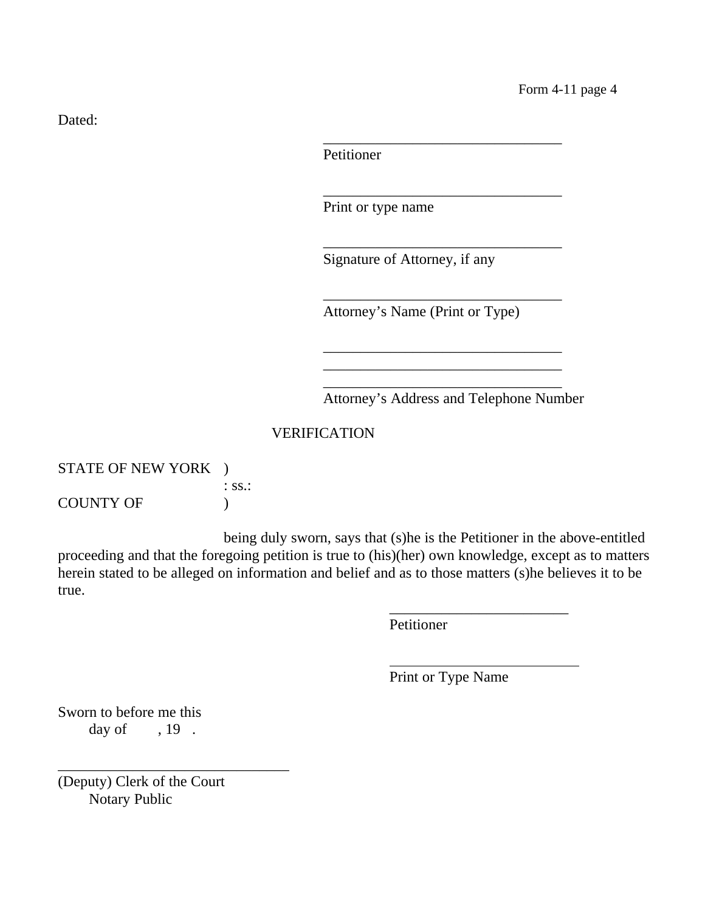Dated:

\_\_\_\_\_\_\_\_\_\_\_\_\_\_\_\_\_\_\_\_\_\_\_\_\_\_\_\_\_\_\_\_
Petitioner

\_\_\_\_\_\_\_\_\_\_\_\_\_\_\_\_\_\_\_\_\_\_\_\_\_\_\_\_\_\_\_\_
Print or type name

\_\_\_\_\_\_\_\_\_\_\_\_\_\_\_\_\_\_\_\_\_\_\_\_\_\_\_\_\_\_\_\_
Signature of Attorney, if any

\_\_\_\_\_\_\_\_\_\_\_\_\_\_\_\_\_\_\_\_\_\_\_\_\_\_\_\_\_\_\_\_
Attorney's Name (Print or Type)

\_\_\_\_\_\_\_\_\_\_\_\_\_\_\_\_\_\_\_\_\_\_\_\_\_\_\_\_\_\_\_\_
\_\_\_\_\_\_\_\_\_\_\_\_\_\_\_\_\_\_\_\_\_\_\_\_\_\_\_\_\_\_\_\_
\_\_\_\_\_\_\_\_\_\_\_\_\_\_\_\_\_\_\_\_\_\_\_\_\_\_\_\_\_\_\_\_
Attorney's Address and Telephone Number

VERIFICATION

STATE OF NEW YORK )
: ss.:
COUNTY OF )

being duly sworn, says that (s)he is the Petitioner in the above-entitled proceeding and that the foregoing petition is true to (his)(her) own knowledge, except as to matters herein stated to be alleged on information and belief and as to those matters (s)he believes it to be true.

\_\_\_\_\_\_\_\_\_\_\_\_\_\_\_\_\_\_\_\_\_\_\_\_\_\_\_\_
Petitioner

\_\_\_\_\_\_\_\_\_\_\_\_\_\_\_\_\_\_\_\_\_\_\_\_\_\_\_\_
Print or Type Name

Sworn to before me this
day of , 19 .

\_\_\_\_\_\_\_\_\_\_\_\_\_\_\_\_\_\_\_\_\_\_\_\_\_\_\_\_\_\_\_\_
(Deputy) Clerk of the Court
Notary Public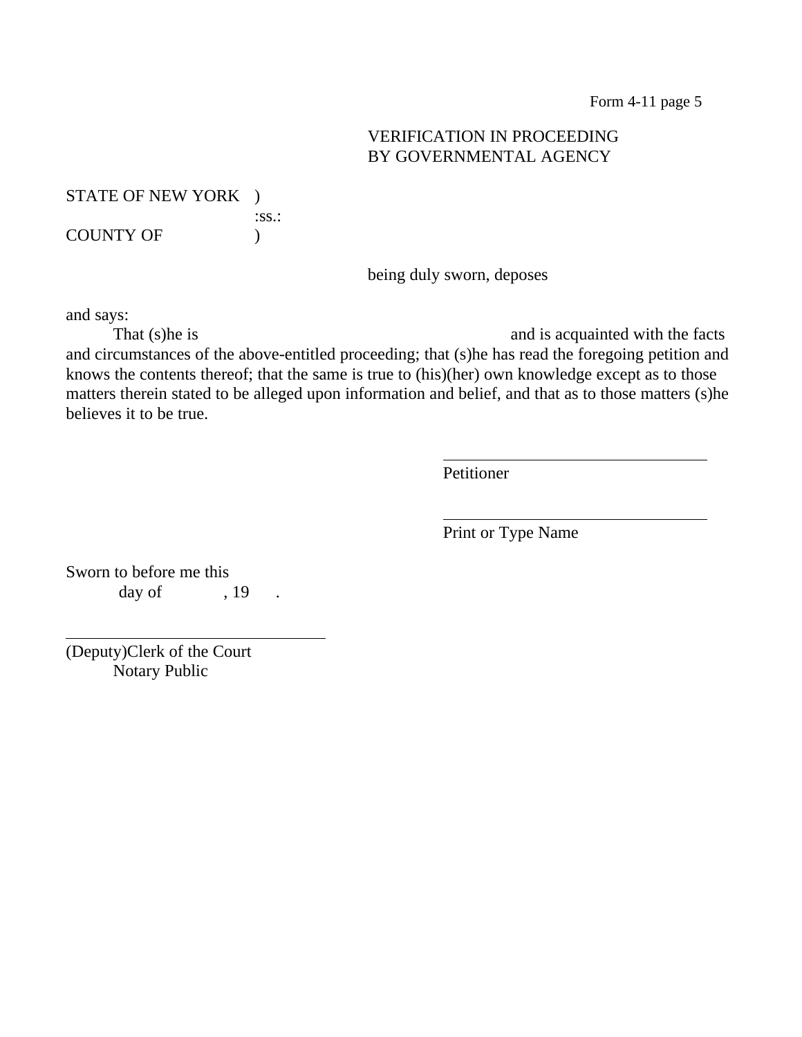Form 4-11 page 5

VERIFICATION IN PROCEEDING
BY GOVERNMENTAL AGENCY

STATE OF NEW YORK )
:ss.:
COUNTY OF )

being duly sworn, deposes

and says:

That (s)he is and is acquainted with the facts and circumstances of the above-entitled proceeding; that (s)he has read the foregoing petition and knows the contents thereof; that the same is true to (his)(her) own knowledge except as to those matters therein stated to be alleged upon information and belief, and that as to those matters (s)he believes it to be true.

\_\_\_\_\_\_\_\_\_\_\_\_\_\_\_\_\_\_\_\_\_\_\_\_\_\_\_\_\_\_\_\_
Petitioner

\_\_\_\_\_\_\_\_\_\_\_\_\_\_\_\_\_\_\_\_\_\_\_\_\_\_\_\_\_\_\_\_
Print or Type Name

Sworn to before me this
day of , 19 .

\_\_\_\_\_\_\_\_\_\_\_\_\_\_\_\_\_\_\_\_\_\_\_\_\_\_\_\_\_\_\_\_
(Deputy)Clerk of the Court
Notary Public